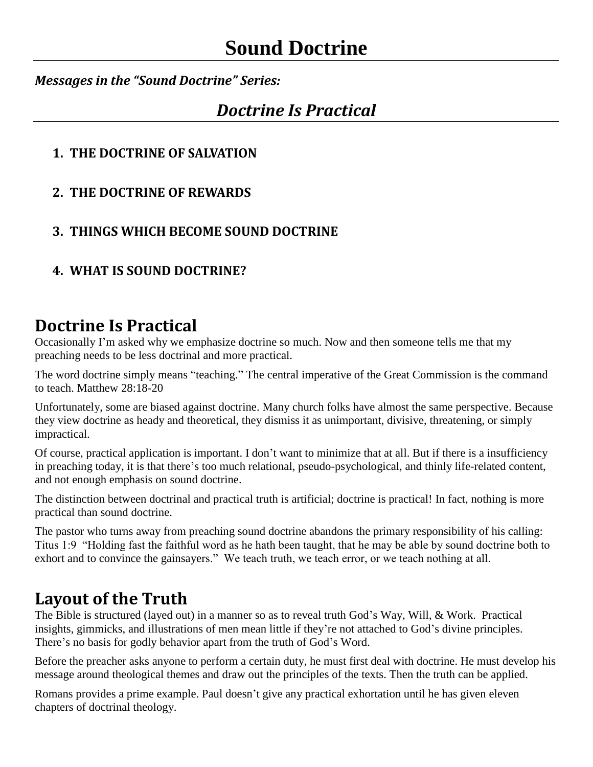# Sound Doctrine

***Messages in the "Sound Doctrine" Series:***

## *Doctrine Is Practical*

1. **THE DOCTRINE OF SALVATION**
2. **THE DOCTRINE OF REWARDS**
3. **THINGS WHICH BECOME SOUND DOCTRINE**
4. **WHAT IS SOUND DOCTRINE?**

## Doctrine Is Practical

Occasionally I'm asked why we emphasize doctrine so much. Now and then someone tells me that my preaching needs to be less doctrinal and more practical.

The word doctrine simply means "teaching." The central imperative of the Great Commission is the command to teach. Matthew 28:18-20

Unfortunately, some are biased against doctrine. Many church folks have almost the same perspective. Because they view doctrine as heady and theoretical, they dismiss it as unimportant, divisive, threatening, or simply impractical.

Of course, practical application is important. I don't want to minimize that at all. But if there is a insufficiency in preaching today, it is that there's too much relational, pseudo-psychological, and thinly life-related content, and not enough emphasis on sound doctrine.

The distinction between doctrinal and practical truth is artificial; doctrine is practical! In fact, nothing is more practical than sound doctrine.

The pastor who turns away from preaching sound doctrine abandons the primary responsibility of his calling: Titus 1:9 "Holding fast the faithful word as he hath been taught, that he may be able by sound doctrine both to exhort and to convince the gainsayers." We teach truth, we teach error, or we teach nothing at all.

## Layout of the Truth

The Bible is structured (layed out) in a manner so as to reveal truth God's Way, Will, & Work. Practical insights, gimmicks, and illustrations of men mean little if they're not attached to God's divine principles. There's no basis for godly behavior apart from the truth of God's Word.

Before the preacher asks anyone to perform a certain duty, he must first deal with doctrine. He must develop his message around theological themes and draw out the principles of the texts. Then the truth can be applied.

Romans provides a prime example. Paul doesn't give any practical exhortation until he has given eleven chapters of doctrinal theology.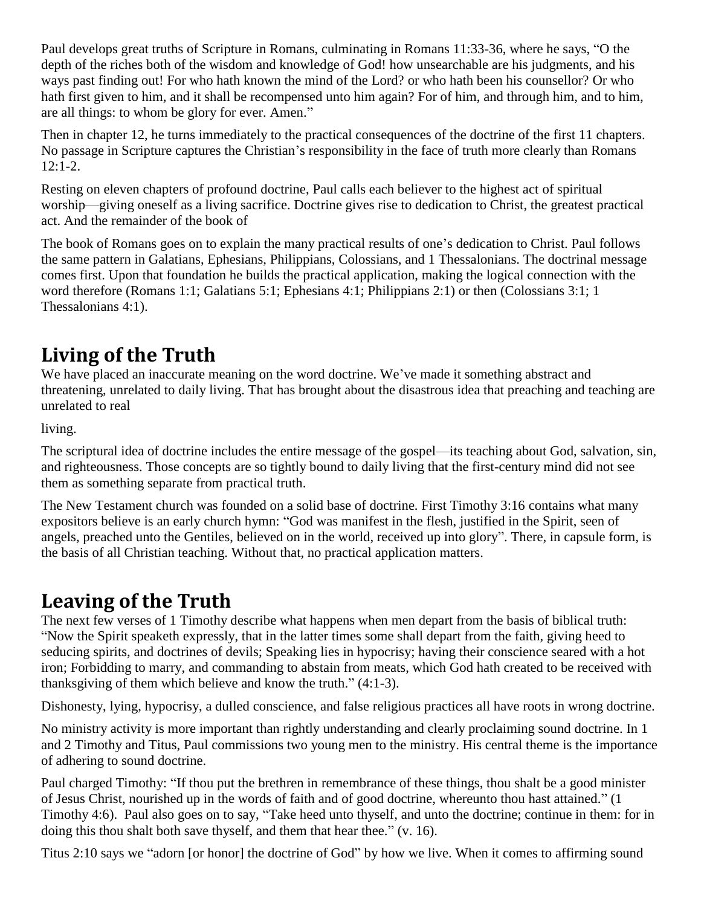Paul develops great truths of Scripture in Romans, culminating in Romans 11:33-36, where he says, "O the depth of the riches both of the wisdom and knowledge of God! how unsearchable are his judgments, and his ways past finding out! For who hath known the mind of the Lord? or who hath been his counsellor? Or who hath first given to him, and it shall be recompensed unto him again? For of him, and through him, and to him, are all things: to whom be glory for ever. Amen."

Then in chapter 12, he turns immediately to the practical consequences of the doctrine of the first 11 chapters. No passage in Scripture captures the Christian's responsibility in the face of truth more clearly than Romans 12:1-2.

Resting on eleven chapters of profound doctrine, Paul calls each believer to the highest act of spiritual worship—giving oneself as a living sacrifice. Doctrine gives rise to dedication to Christ, the greatest practical act. And the remainder of the book of

The book of Romans goes on to explain the many practical results of one's dedication to Christ. Paul follows the same pattern in Galatians, Ephesians, Philippians, Colossians, and 1 Thessalonians. The doctrinal message comes first. Upon that foundation he builds the practical application, making the logical connection with the word therefore (Romans 1:1; Galatians 5:1; Ephesians 4:1; Philippians 2:1) or then (Colossians 3:1; 1 Thessalonians 4:1).

## Living of the Truth

We have placed an inaccurate meaning on the word doctrine. We've made it something abstract and threatening, unrelated to daily living. That has brought about the disastrous idea that preaching and teaching are unrelated to real

living.

The scriptural idea of doctrine includes the entire message of the gospel—its teaching about God, salvation, sin, and righteousness. Those concepts are so tightly bound to daily living that the first-century mind did not see them as something separate from practical truth.

The New Testament church was founded on a solid base of doctrine. First Timothy 3:16 contains what many expositors believe is an early church hymn: "God was manifest in the flesh, justified in the Spirit, seen of angels, preached unto the Gentiles, believed on in the world, received up into glory". There, in capsule form, is the basis of all Christian teaching. Without that, no practical application matters.

## Leaving of the Truth

The next few verses of 1 Timothy describe what happens when men depart from the basis of biblical truth: "Now the Spirit speaketh expressly, that in the latter times some shall depart from the faith, giving heed to seducing spirits, and doctrines of devils; Speaking lies in hypocrisy; having their conscience seared with a hot iron; Forbidding to marry, and commanding to abstain from meats, which God hath created to be received with thanksgiving of them which believe and know the truth." (4:1-3).

Dishonesty, lying, hypocrisy, a dulled conscience, and false religious practices all have roots in wrong doctrine.

No ministry activity is more important than rightly understanding and clearly proclaiming sound doctrine. In 1 and 2 Timothy and Titus, Paul commissions two young men to the ministry. His central theme is the importance of adhering to sound doctrine.

Paul charged Timothy: "If thou put the brethren in remembrance of these things, thou shalt be a good minister of Jesus Christ, nourished up in the words of faith and of good doctrine, whereunto thou hast attained." (1 Timothy 4:6). Paul also goes on to say, "Take heed unto thyself, and unto the doctrine; continue in them: for in doing this thou shalt both save thyself, and them that hear thee." (v. 16).

Titus 2:10 says we "adorn [or honor] the doctrine of God" by how we live. When it comes to affirming sound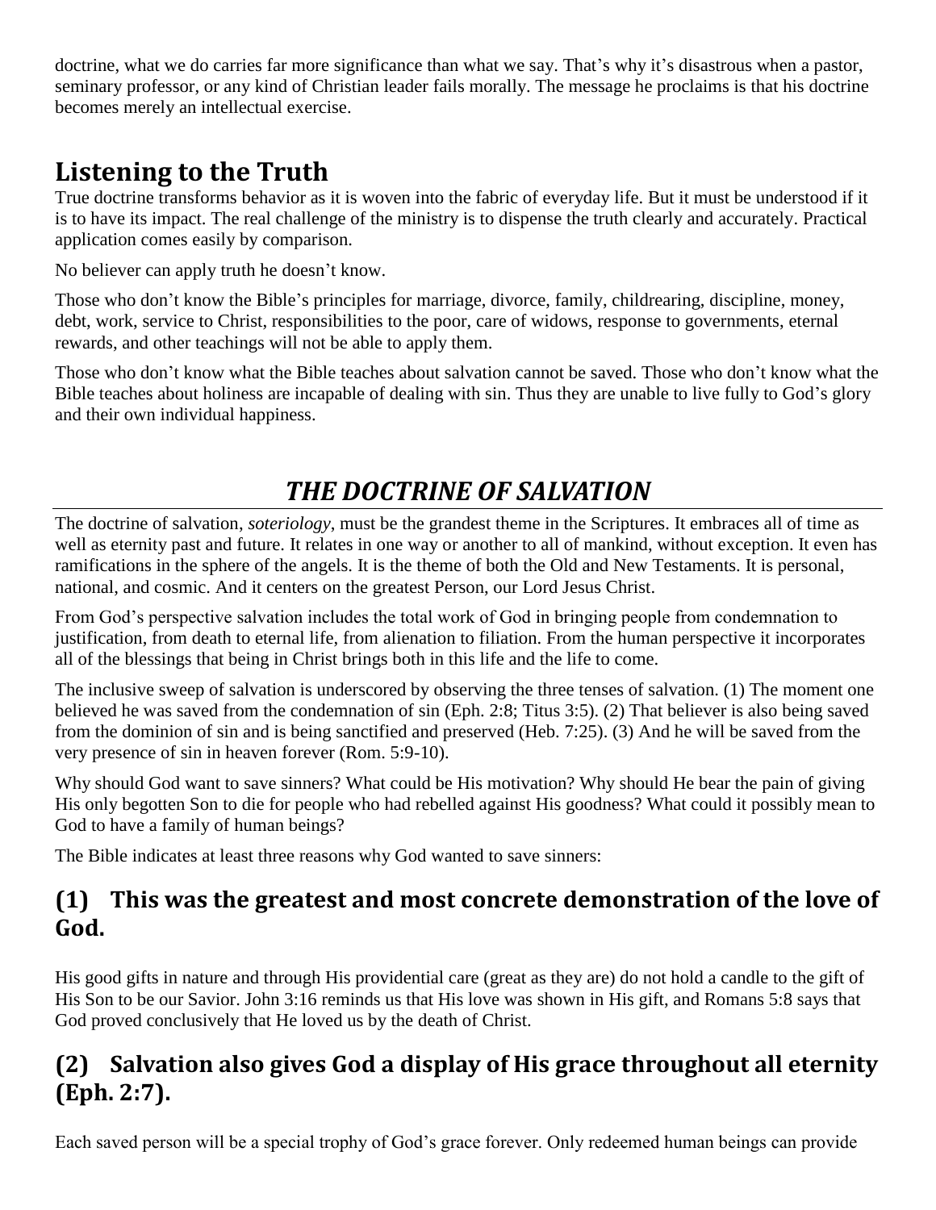doctrine, what we do carries far more significance than what we say. That's why it's disastrous when a pastor, seminary professor, or any kind of Christian leader fails morally. The message he proclaims is that his doctrine becomes merely an intellectual exercise.

## Listening to the Truth

True doctrine transforms behavior as it is woven into the fabric of everyday life. But it must be understood if it is to have its impact. The real challenge of the ministry is to dispense the truth clearly and accurately. Practical application comes easily by comparison.

No believer can apply truth he doesn't know.

Those who don't know the Bible's principles for marriage, divorce, family, childrearing, discipline, money, debt, work, service to Christ, responsibilities to the poor, care of widows, response to governments, eternal rewards, and other teachings will not be able to apply them.

Those who don't know what the Bible teaches about salvation cannot be saved. Those who don't know what the Bible teaches about holiness are incapable of dealing with sin. Thus they are unable to live fully to God's glory and their own individual happiness.

# *THE DOCTRINE OF SALVATION*

The doctrine of salvation, *soteriology*, must be the grandest theme in the Scriptures. It embraces all of time as well as eternity past and future. It relates in one way or another to all of mankind, without exception. It even has ramifications in the sphere of the angels. It is the theme of both the Old and New Testaments. It is personal, national, and cosmic. And it centers on the greatest Person, our Lord Jesus Christ.

From God's perspective salvation includes the total work of God in bringing people from condemnation to justification, from death to eternal life, from alienation to filiation. From the human perspective it incorporates all of the blessings that being in Christ brings both in this life and the life to come.

The inclusive sweep of salvation is underscored by observing the three tenses of salvation. (1) The moment one believed he was saved from the condemnation of sin (Eph. 2:8; Titus 3:5). (2) That believer is also being saved from the dominion of sin and is being sanctified and preserved (Heb. 7:25). (3) And he will be saved from the very presence of sin in heaven forever (Rom. 5:9-10).

Why should God want to save sinners? What could be His motivation? Why should He bear the pain of giving His only begotten Son to die for people who had rebelled against His goodness? What could it possibly mean to God to have a family of human beings?

The Bible indicates at least three reasons why God wanted to save sinners:

## (1) This was the greatest and most concrete demonstration of the love of God.

His good gifts in nature and through His providential care (great as they are) do not hold a candle to the gift of His Son to be our Savior. John 3:16 reminds us that His love was shown in His gift, and Romans 5:8 says that God proved conclusively that He loved us by the death of Christ.

## (2) Salvation also gives God a display of His grace throughout all eternity (Eph. 2:7).

Each saved person will be a special trophy of God's grace forever. Only redeemed human beings can provide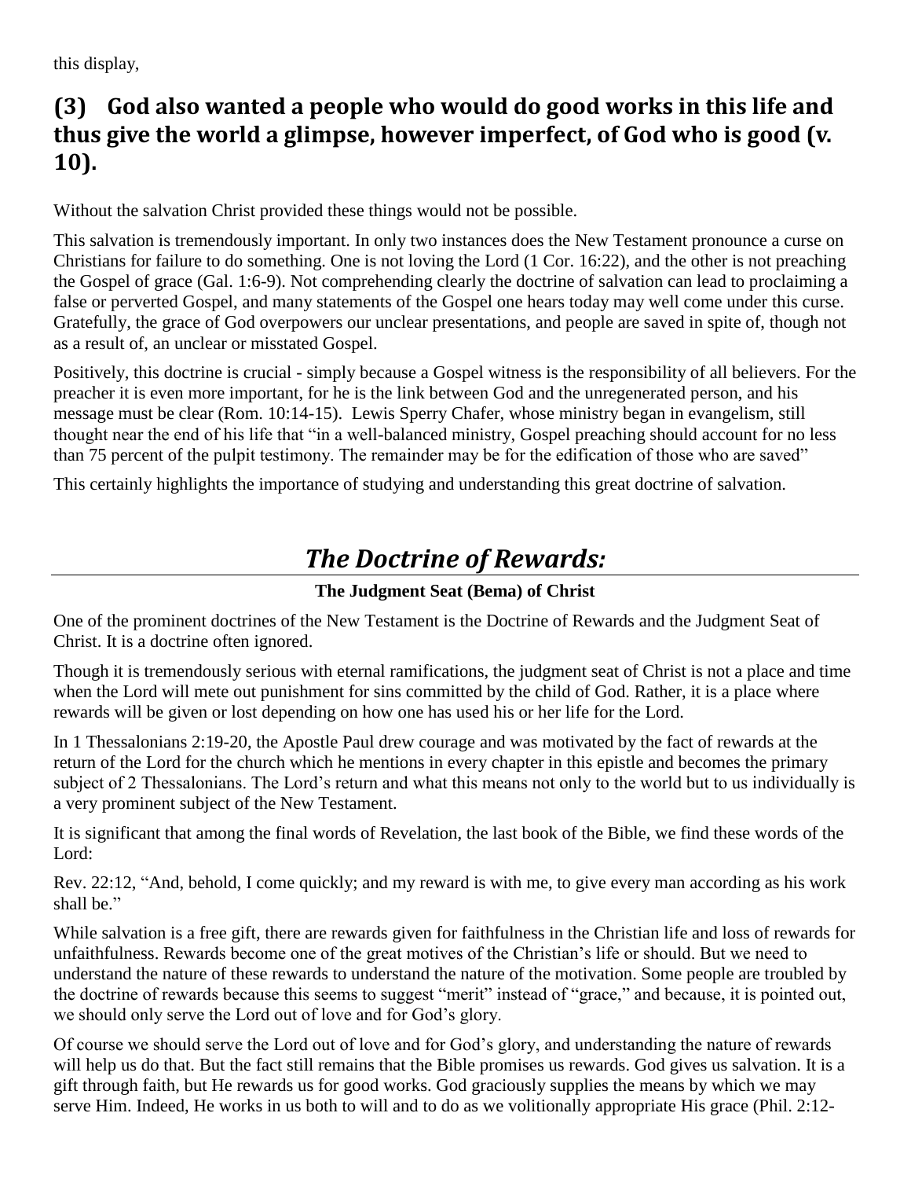this display,

## (3) God also wanted a people who would do good works in this life and thus give the world a glimpse, however imperfect, of God who is good (v. 10).

Without the salvation Christ provided these things would not be possible.

This salvation is tremendously important. In only two instances does the New Testament pronounce a curse on Christians for failure to do something. One is not loving the Lord (1 Cor. 16:22), and the other is not preaching the Gospel of grace (Gal. 1:6-9). Not comprehending clearly the doctrine of salvation can lead to proclaiming a false or perverted Gospel, and many statements of the Gospel one hears today may well come under this curse. Gratefully, the grace of God overpowers our unclear presentations, and people are saved in spite of, though not as a result of, an unclear or misstated Gospel.

Positively, this doctrine is crucial - simply because a Gospel witness is the responsibility of all believers. For the preacher it is even more important, for he is the link between God and the unregenerated person, and his message must be clear (Rom. 10:14-15). Lewis Sperry Chafer, whose ministry began in evangelism, still thought near the end of his life that "in a well-balanced ministry, Gospel preaching should account for no less than 75 percent of the pulpit testimony. The remainder may be for the edification of those who are saved"

This certainly highlights the importance of studying and understanding this great doctrine of salvation.

# *The Doctrine of Rewards:*

**The Judgment Seat (Bema) of Christ**

One of the prominent doctrines of the New Testament is the Doctrine of Rewards and the Judgment Seat of Christ. It is a doctrine often ignored.

Though it is tremendously serious with eternal ramifications, the judgment seat of Christ is not a place and time when the Lord will mete out punishment for sins committed by the child of God. Rather, it is a place where rewards will be given or lost depending on how one has used his or her life for the Lord.

In 1 Thessalonians 2:19-20, the Apostle Paul drew courage and was motivated by the fact of rewards at the return of the Lord for the church which he mentions in every chapter in this epistle and becomes the primary subject of 2 Thessalonians. The Lord's return and what this means not only to the world but to us individually is a very prominent subject of the New Testament.

It is significant that among the final words of Revelation, the last book of the Bible, we find these words of the Lord:

Rev. 22:12, "And, behold, I come quickly; and my reward is with me, to give every man according as his work shall be."

While salvation is a free gift, there are rewards given for faithfulness in the Christian life and loss of rewards for unfaithfulness. Rewards become one of the great motives of the Christian's life or should. But we need to understand the nature of these rewards to understand the nature of the motivation. Some people are troubled by the doctrine of rewards because this seems to suggest "merit" instead of "grace," and because, it is pointed out, we should only serve the Lord out of love and for God's glory.

Of course we should serve the Lord out of love and for God's glory, and understanding the nature of rewards will help us do that. But the fact still remains that the Bible promises us rewards. God gives us salvation. It is a gift through faith, but He rewards us for good works. God graciously supplies the means by which we may serve Him. Indeed, He works in us both to will and to do as we volitionally appropriate His grace (Phil. 2:12-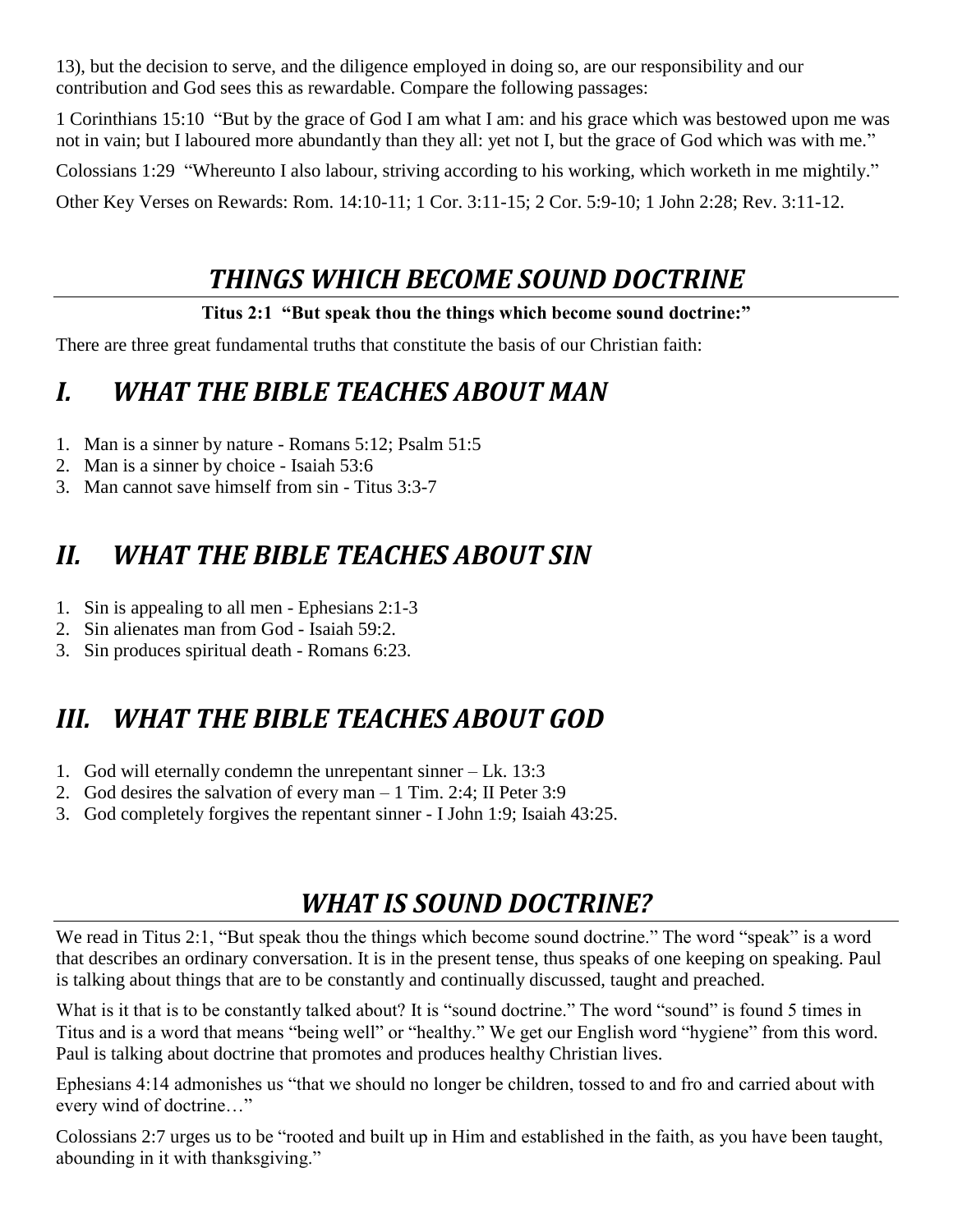13), but the decision to serve, and the diligence employed in doing so, are our responsibility and our contribution and God sees this as rewardable. Compare the following passages:

1 Corinthians 15:10 "But by the grace of God I am what I am: and his grace which was bestowed upon me was not in vain; but I laboured more abundantly than they all: yet not I, but the grace of God which was with me."

Colossians 1:29 "Whereunto I also labour, striving according to his working, which worketh in me mightily."

Other Key Verses on Rewards: Rom. 14:10-11; 1 Cor. 3:11-15; 2 Cor. 5:9-10; 1 John 2:28; Rev. 3:11-12.

# *THINGS WHICH BECOME SOUND DOCTRINE*

**Titus 2:1 "But speak thou the things which become sound doctrine:"**

There are three great fundamental truths that constitute the basis of our Christian faith:

## *I. WHAT THE BIBLE TEACHES ABOUT MAN*

1. Man is a sinner by nature - Romans 5:12; Psalm 51:5
2. Man is a sinner by choice - Isaiah 53:6
3. Man cannot save himself from sin - Titus 3:3-7

## *II. WHAT THE BIBLE TEACHES ABOUT SIN*

1. Sin is appealing to all men - Ephesians 2:1-3
2. Sin alienates man from God - Isaiah 59:2.
3. Sin produces spiritual death - Romans 6:23.

## *III. WHAT THE BIBLE TEACHES ABOUT GOD*

1. God will eternally condemn the unrepentant sinner – Lk. 13:3
2. God desires the salvation of every man – 1 Tim. 2:4; II Peter 3:9
3. God completely forgives the repentant sinner - I John 1:9; Isaiah 43:25.

# *WHAT IS SOUND DOCTRINE?*

We read in Titus 2:1, "But speak thou the things which become sound doctrine." The word "speak" is a word that describes an ordinary conversation. It is in the present tense, thus speaks of one keeping on speaking. Paul is talking about things that are to be constantly and continually discussed, taught and preached.

What is it that is to be constantly talked about? It is "sound doctrine." The word "sound" is found 5 times in Titus and is a word that means "being well" or "healthy." We get our English word "hygiene" from this word. Paul is talking about doctrine that promotes and produces healthy Christian lives.

Ephesians 4:14 admonishes us "that we should no longer be children, tossed to and fro and carried about with every wind of doctrine…"

Colossians 2:7 urges us to be "rooted and built up in Him and established in the faith, as you have been taught, abounding in it with thanksgiving."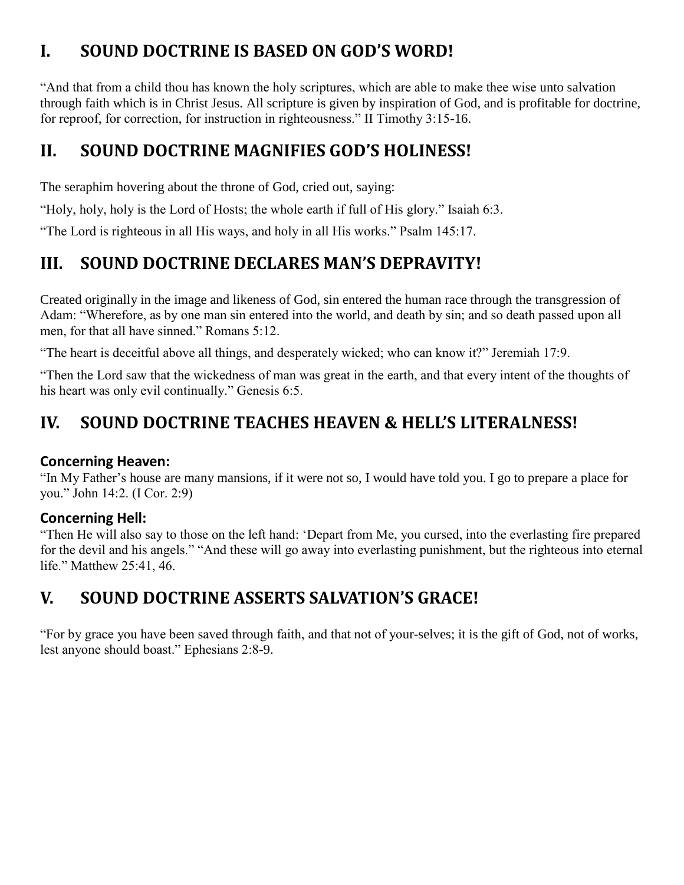## I. SOUND DOCTRINE IS BASED ON GOD'S WORD!

"And that from a child thou has known the holy scriptures, which are able to make thee wise unto salvation through faith which is in Christ Jesus. All scripture is given by inspiration of God, and is profitable for doctrine, for reproof, for correction, for instruction in righteousness." II Timothy 3:15-16.

## II. SOUND DOCTRINE MAGNIFIES GOD'S HOLINESS!

The seraphim hovering about the throne of God, cried out, saying:

"Holy, holy, holy is the Lord of Hosts; the whole earth if full of His glory." Isaiah 6:3.

"The Lord is righteous in all His ways, and holy in all His works." Psalm 145:17.

## III. SOUND DOCTRINE DECLARES MAN'S DEPRAVITY!

Created originally in the image and likeness of God, sin entered the human race through the transgression of Adam: "Wherefore, as by one man sin entered into the world, and death by sin; and so death passed upon all men, for that all have sinned." Romans 5:12.

"The heart is deceitful above all things, and desperately wicked; who can know it?" Jeremiah 17:9.

"Then the Lord saw that the wickedness of man was great in the earth, and that every intent of the thoughts of his heart was only evil continually." Genesis 6:5.

## IV. SOUND DOCTRINE TEACHES HEAVEN & HELL'S LITERALNESS!

### Concerning Heaven:

"In My Father's house are many mansions, if it were not so, I would have told you. I go to prepare a place for you." John 14:2. (I Cor. 2:9)

### Concerning Hell:

"Then He will also say to those on the left hand: 'Depart from Me, you cursed, into the everlasting fire prepared for the devil and his angels." "And these will go away into everlasting punishment, but the righteous into eternal life." Matthew 25:41, 46.

## V. SOUND DOCTRINE ASSERTS SALVATION'S GRACE!

"For by grace you have been saved through faith, and that not of your-selves; it is the gift of God, not of works, lest anyone should boast." Ephesians 2:8-9.